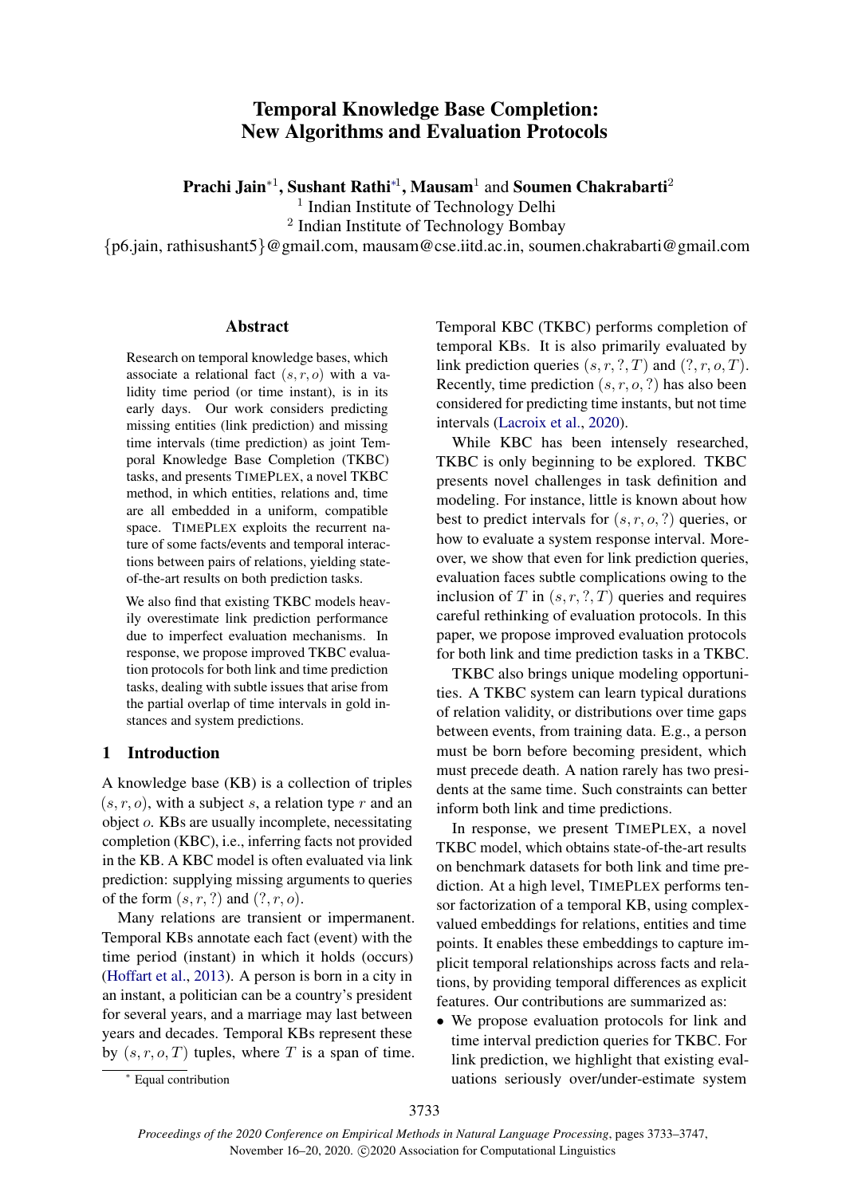# Temporal Knowledge Base Completion: New Algorithms and Evaluation Protocols

**Prachi Jain**[*1], **Sushant Rathi**[*1], **Mausam**[1] and **Soumen Chakrabarti**[2]

[1] Indian Institute of Technology Delhi

[2] Indian Institute of Technology Bombay

{p6.jain, rathisushant5}@gmail.com, mausam@cse.iitd.ac.in, soumen.chakrabarti@gmail.com

## Abstract

Research on temporal knowledge bases, which associate a relational fact $(s, r, o)$ with a validity time period (or time instant), is in its early days. Our work considers predicting missing entities (link prediction) and missing time intervals (time prediction) as joint Temporal Knowledge Base Completion (TKBC) tasks, and presents TIMEPLEX, a novel TKBC method, in which entities, relations and, time are all embedded in a uniform, compatible space. TIMEPLEX exploits the recurrent nature of some facts/events and temporal interactions between pairs of relations, yielding state-of-the-art results on both prediction tasks.

We also find that existing TKBC models heavily overestimate link prediction performance due to imperfect evaluation mechanisms. In response, we propose improved evaluation protocols for both link and time prediction tasks, dealing with subtle issues that arise from the partial overlap of time intervals in gold instances and system predictions.

## 1 Introduction

A knowledge base (KB) is a collection of triples $(s, r, o)$, with a subject $s$, a relation type $r$ and an object $o$. KBs are usually incomplete, necessitating completion (KBC), i.e., inferring facts not provided in the KB. A KBC model is often evaluated via link prediction: supplying missing arguments to queries of the form $(s, r, ?)$ and $(?, r, o)$.

Many relations are transient or impermanent. Temporal KBs annotate each fact (event) with the time period (instant) in which it holds (occurs) (Hoffart et al., 2013). A person is born in a city in an instant, a politician can be a country's president for several years, and a marriage may last between years and decades. Temporal KBs represent these by $(s, r, o, T)$ tuples, where $T$ is a span of time. Temporal KBC (TKBC) performs completion of temporal KBs. It is also primarily evaluated by link prediction queries $(s, r, ?, T)$ and $(?, r, o, T)$. Recently, time prediction $(s, r, o, ?)$ has also been considered for predicting time instants, but not time intervals (Lacroix et al., 2020).

While KBC has been intensely researched, TKBC is only beginning to be explored. TKBC presents novel challenges in task definition and modeling. For instance, little is known about how best to predict intervals for $(s, r, o, ?)$ queries, or how to evaluate a system response interval. Moreover, we show that even for link prediction queries, evaluation faces subtle complications owing to the inclusion of $T$ in $(s, r, ?, T)$ queries and requires careful rethinking of evaluation protocols. In this paper, we propose improved evaluation protocols for both link and time prediction tasks in a TKBC.

TKBC also brings unique modeling opportunities. A TKBC system can learn typical durations of relation validity, or distributions over time gaps between events, from training data. E.g., a person must be born before becoming president, which must precede death. A nation rarely has two presidents at the same time. Such constraints can better inform both link and time predictions.

In response, we present TIMEPLEX, a novel TKBC model, which obtains state-of-the-art results on benchmark datasets for both link and time prediction. At a high level, TIMEPLEX performs tensor factorization of a temporal KB, using complex-valued embeddings for relations, entities and time points. It enables these embeddings to capture implicit temporal relationships across facts and relations, by providing temporal differences as explicit features. Our contributions are summarized as:

- We propose evaluation protocols for link and time interval prediction queries for TKBC. For link prediction, we highlight that existing evaluations seriously over/under-estimate system

[*] Equal contribution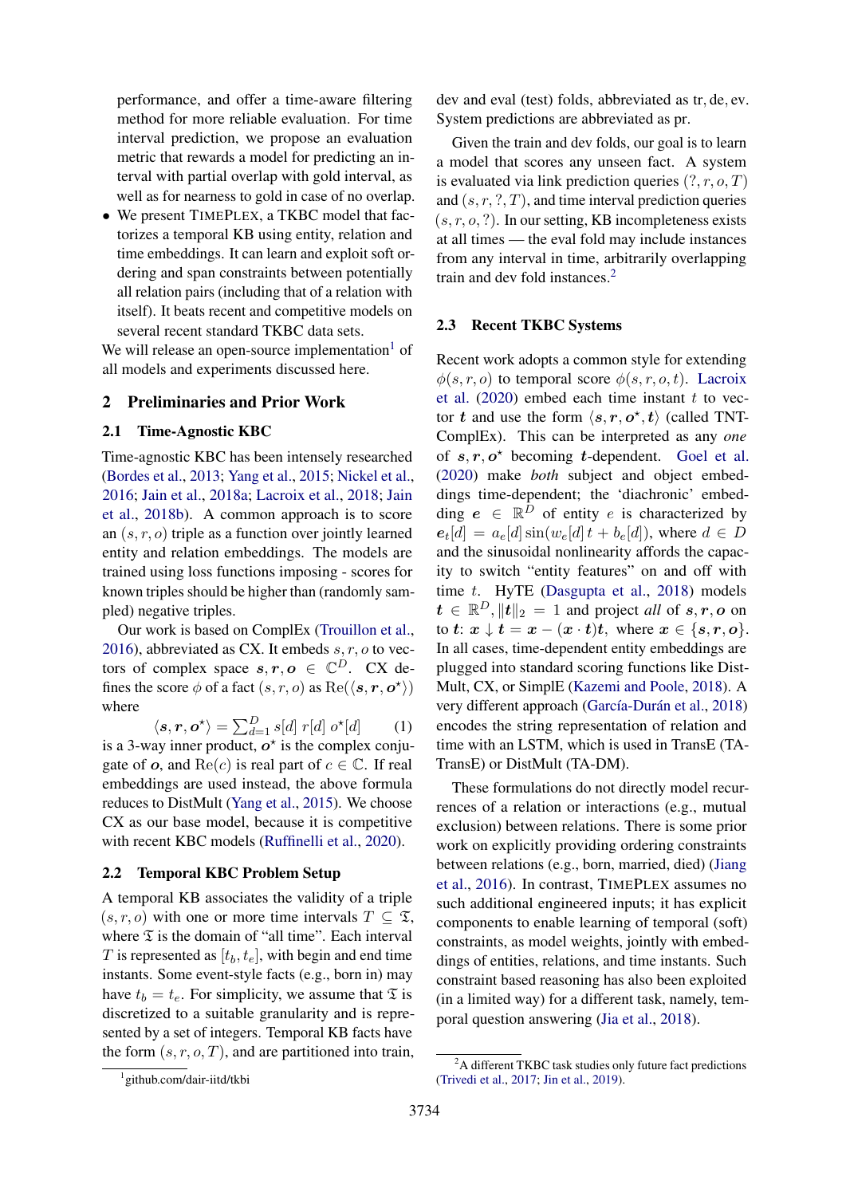performance, and offer a time-aware filtering method for more reliable evaluation. For time interval prediction, we propose an evaluation metric that rewards a model for predicting an interval with partial overlap with gold interval, as well as for nearness to gold in case of no overlap.

- We present TIMEPLEX, a TKBC model that factorizes a temporal KB using entity, relation and time embeddings. It can learn and exploit soft ordering and span constraints between potentially all relation pairs (including that of a relation with itself). It beats recent and competitive models on several recent standard TKBC data sets.

We will release an open-source implementation[1] of all models and experiments discussed here.

## 2 Preliminaries and Prior Work

### 2.1 Time-Agnostic KBC

Time-agnostic KBC has been intensely researched (Bordes et al., 2013; Yang et al., 2015; Nickel et al., 2016; Jain et al., 2018a; Lacroix et al., 2018; Jain et al., 2018b). A common approach is to score an $(s, r, o)$ triple as a function over jointly learned entity and relation embeddings. The models are trained using loss functions imposing - scores for known triples should be higher than (randomly sampled) negative triples.

Our work is based on ComplEx (Trouillon et al., 2016), abbreviated as CX. It embeds $s, r, o$ to vectors of complex space $\boldsymbol{s}, \boldsymbol{r}, \boldsymbol{o} \in \mathbb{C}^D$. CX defines the score $\phi$ of a fact $(s, r, o)$ as $\mathrm{Re}(\langle \boldsymbol{s}, \boldsymbol{r}, \boldsymbol{o}^\star \rangle)$ where

$$\langle \boldsymbol{s}, \boldsymbol{r}, \boldsymbol{o}^\star \rangle = \sum_{d=1}^{D} s[d]\ r[d]\ o^\star[d] \qquad (1)$$

is a 3-way inner product, $\boldsymbol{o}^\star$ is the complex conjugate of $\boldsymbol{o}$, and $\mathrm{Re}(c)$ is real part of $c \in \mathbb{C}$. If real embeddings are used instead, the above formula reduces to DistMult (Yang et al., 2015). We choose CX as our base model, because it is competitive with recent KBC models (Ruffinelli et al., 2020).

### 2.2 Temporal KBC Problem Setup

A temporal KB associates the validity of a triple $(s, r, o)$ with one or more time intervals $T \subseteq \mathfrak{T}$, where $\mathfrak{T}$ is the domain of "all time". Each interval $T$ is represented as $[t_b, t_e]$, with begin and end time instants. Some event-style facts (e.g., born in) may have $t_b = t_e$. For simplicity, we assume that $\mathfrak{T}$ is discretized to a suitable granularity and is represented by a set of integers. Temporal KB facts have the form $(s, r, o, T)$, and are partitioned into train, dev and eval (test) folds, abbreviated as tr, de, ev. System predictions are abbreviated as pr.

Given the train and dev folds, our goal is to learn a model that scores any unseen fact. A system is evaluated via link prediction queries $(?, r, o, T)$ and $(s, r, ?, T)$, and time interval prediction queries $(s, r, o, ?)$. In our setting, KB incompleteness exists at all times — the eval fold may include instances from any interval in time, arbitrarily overlapping train and dev fold instances.[2]

### 2.3 Recent TKBC Systems

Recent work adopts a common style for extending $\phi(s, r, o)$ to temporal score $\phi(s, r, o, t)$. Lacroix et al. (2020) embed each time instant $t$ to vector $\boldsymbol{t}$ and use the form $\langle \boldsymbol{s}, \boldsymbol{r}, \boldsymbol{o}^\star, \boldsymbol{t} \rangle$ (called TNT-ComplEx). This can be interpreted as any *one* of $\boldsymbol{s}, \boldsymbol{r}, \boldsymbol{o}^\star$ becoming $\boldsymbol{t}$-dependent. Goel et al. (2020) make *both* subject and object embeddings time-dependent; the 'diachronic' embedding $\boldsymbol{e} \in \mathbb{R}^D$ of entity $e$ is characterized by $\boldsymbol{e}_t[d] = a_e[d] \sin(w_e[d]\, t + b_e[d])$, where $d \in D$ and the sinusoidal nonlinearity affords the capacity to switch "entity features" on and off with time $t$. HyTE (Dasgupta et al., 2018) models $\boldsymbol{t} \in \mathbb{R}^D, \|\boldsymbol{t}\|_2 = 1$ and project *all* of $\boldsymbol{s}, \boldsymbol{r}, \boldsymbol{o}$ on to $\boldsymbol{t}$: $\boldsymbol{x} \downarrow \boldsymbol{t} = \boldsymbol{x} - (\boldsymbol{x} \cdot \boldsymbol{t})\boldsymbol{t}$, where $\boldsymbol{x} \in \{\boldsymbol{s}, \boldsymbol{r}, \boldsymbol{o}\}$. In all cases, time-dependent entity embeddings are plugged into standard scoring functions like DistMult, CX, or SimplE (Kazemi and Poole, 2018). A very different approach (García-Durán et al., 2018) encodes the string representation of relation and time with an LSTM, which is used in TransE (TA-TransE) or DistMult (TA-DM).

These formulations do not directly model recurrences of a relation or interactions (e.g., mutual exclusion) between relations. There is some prior work on explicitly providing ordering constraints between relations (e.g., born, married, died) (Jiang et al., 2016). In contrast, TIMEPLEX assumes no such additional engineered inputs; it has explicit components to enable learning of temporal (soft) constraints, as model weights, jointly with embeddings of entities, relations, and time instants. Such constraint based reasoning has also been exploited (in a limited way) for a different task, namely, temporal question answering (Jia et al., 2018).

[1] github.com/dair-iitd/tkbi

[2] A different TKBC task studies only future fact predictions (Trivedi et al., 2017; Jin et al., 2019).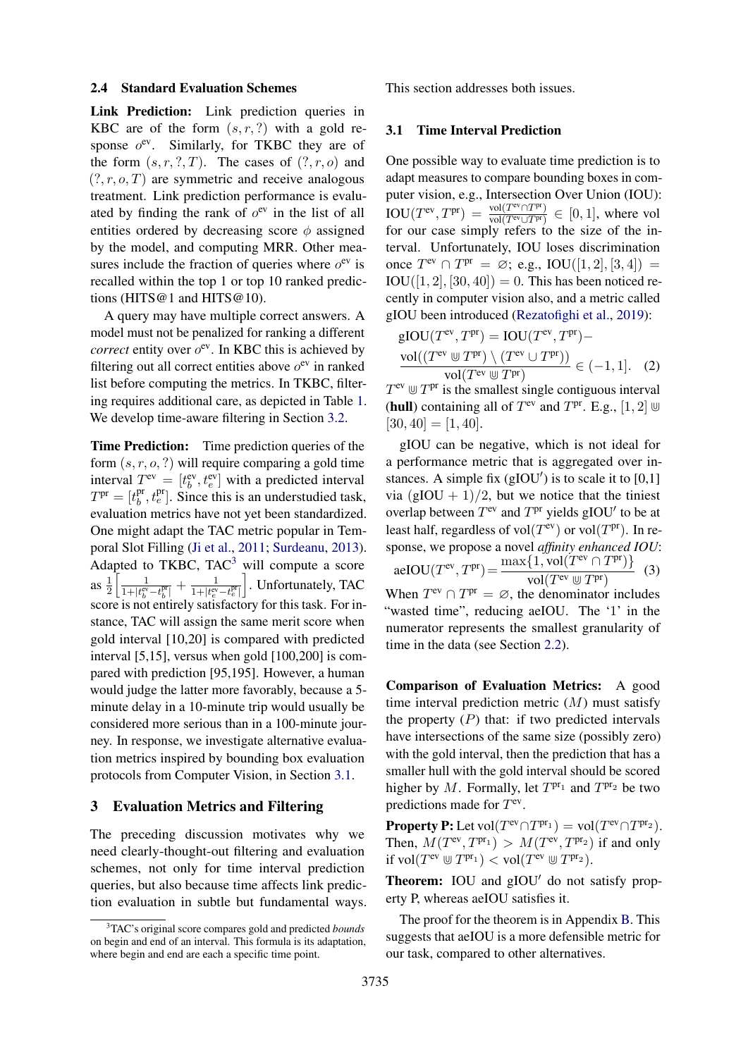### 2.4 Standard Evaluation Schemes

**Link Prediction:** Link prediction queries in KBC are of the form $(s, r, ?)$ with a gold response $o^{\text{ev}}$. Similarly, for TKBC they are of the form $(s, r, ?, T)$. The cases of $(?, r, o)$ and $(?, r, o, T)$ are symmetric and receive analogous treatment. Link prediction performance is evaluated by finding the rank of $o^{\text{ev}}$ in the list of all entities ordered by decreasing score $\phi$ assigned by the model, and computing MRR. Other measures include the fraction of queries where $o^{\text{ev}}$ is recalled within the top 1 or top 10 ranked predictions (HITS@1 and HITS@10).

A query may have multiple correct answers. A model must not be penalized for ranking a different *correct* entity over $o^{\text{ev}}$. In KBC this is achieved by filtering out all correct entities above $o^{\text{ev}}$ in ranked list before computing the metrics. In TKBC, filtering requires additional care, as depicted in Table 1. We develop time-aware filtering in Section 3.2.

**Time Prediction:** Time prediction queries of the form $(s, r, o, ?)$ will require comparing a gold time interval $T^{\text{ev}} = [t_b^{\text{ev}}, t_e^{\text{ev}}]$ with a predicted interval $T^{\text{pr}} = [t_b^{\text{pr}}, t_e^{\text{pr}}]$. Since this is an understudied task, evaluation metrics have not yet been standardized. One might adapt the TAC metric popular in Temporal Slot Filling (Ji et al., 2011; Surdeanu, 2013). Adapted to TKBC, TAC[3] will compute a score as $\frac{1}{2}\left[\frac{1}{1+|t_b^{\text{ev}}-t_b^{\text{pr}}|} + \frac{1}{1+|t_e^{\text{ev}}-t_e^{\text{pr}}|}\right]$. Unfortunately, TAC score is not entirely satisfactory for this task. For instance, TAC will assign the same merit score when gold interval [10,20] is compared with predicted interval [5,15], versus when gold [100,200] is compared with prediction [95,195]. However, a human would judge the latter more favorably, because a 5-minute delay in a 10-minute trip would usually be considered more serious than in a 100-minute journey. In response, we investigate alternative evaluation metrics inspired by bounding box evaluation protocols from Computer Vision, in Section 3.1.

## 3 Evaluation Metrics and Filtering

The preceding discussion motivates why we need clearly-thought-out filtering and evaluation schemes, not only for time interval prediction queries, but also because time affects link prediction evaluation in subtle but fundamental ways. This section addresses both issues.

[3]TAC's original score compares gold and predicted *bounds* on begin and end of an interval. This formula is its adaptation, where begin and end are each a specific time point.

### 3.1 Time Interval Prediction

One possible way to evaluate time prediction is to adapt measures to compare bounding boxes in computer vision, e.g., Intersection Over Union (IOU): $\text{IOU}(T^{\text{ev}}, T^{\text{pr}}) = \frac{\text{vol}(T^{\text{ev}} \cap T^{\text{pr}})}{\text{vol}(T^{\text{ev}} \cup T^{\text{pr}})} \in [0, 1]$, where vol for our case simply refers to the size of the interval. Unfortunately, IOU loses discrimination once $T^{\text{ev}} \cap T^{\text{pr}} = \varnothing$; e.g., $\text{IOU}([1, 2], [3, 4]) = \text{IOU}([1, 2], [30, 40]) = 0$. This has been noticed recently in computer vision also, and a metric called gIOU been introduced (Rezatofighi et al., 2019):

$$\text{gIOU}(T^{\text{ev}}, T^{\text{pr}}) = \text{IOU}(T^{\text{ev}}, T^{\text{pr}}) - \frac{\text{vol}((T^{\text{ev}} \uplus T^{\text{pr}}) \setminus (T^{\text{ev}} \cup T^{\text{pr}}))}{\text{vol}(T^{\text{ev}} \uplus T^{\text{pr}})} \in (-1, 1]. \quad (2)$$

$T^{\text{ev}} \uplus T^{\text{pr}}$ is the smallest single contiguous interval (**hull**) containing all of $T^{\text{ev}}$ and $T^{\text{pr}}$. E.g., $[1, 2] \uplus [30, 40] = [1, 40]$.

gIOU can be negative, which is not ideal for a performance metric that is aggregated over instances. A simple fix (gIOU$'$) is to scale it to [0,1] via $(\text{gIOU} + 1)/2$, but we notice that the tiniest overlap between $T^{\text{ev}}$ and $T^{\text{pr}}$ yields gIOU$'$ to be at least half, regardless of $\text{vol}(T^{\text{ev}})$ or $\text{vol}(T^{\text{pr}})$. In response, we propose a novel *affinity enhanced IOU*:

$$\text{aeIOU}(T^{\text{ev}}, T^{\text{pr}}) = \frac{\max\{1, \text{vol}(T^{\text{ev}} \cap T^{\text{pr}})\}}{\text{vol}(T^{\text{ev}} \uplus T^{\text{pr}})} \quad (3)$$

When $T^{\text{ev}} \cap T^{\text{pr}} = \varnothing$, the denominator includes "wasted time", reducing aeIOU. The '1' in the numerator represents the smallest granularity of time in the data (see Section 2.2).

**Comparison of Evaluation Metrics:** A good time interval prediction metric ($M$) must satisfy the property ($P$) that: if two predicted intervals have intersections of the same size (possibly zero) with the gold interval, then the prediction that has a smaller hull with the gold interval should be scored higher by $M$. Formally, let $T^{\text{pr}_1}$ and $T^{\text{pr}_2}$ be two predictions made for $T^{\text{ev}}$.

**Property P:** Let $\text{vol}(T^{\text{ev}} \cap T^{\text{pr}_1}) = \text{vol}(T^{\text{ev}} \cap T^{\text{pr}_2})$. Then, $M(T^{\text{ev}}, T^{\text{pr}_1}) > M(T^{\text{ev}}, T^{\text{pr}_2})$ if and only if $\text{vol}(T^{\text{ev}} \uplus T^{\text{pr}_1}) < \text{vol}(T^{\text{ev}} \uplus T^{\text{pr}_2})$.

**Theorem:** IOU and gIOU$'$ do not satisfy property P, whereas aeIOU satisfies it.

The proof for the theorem is in Appendix B. This suggests that aeIOU is a more defensible metric for our task, compared to other alternatives.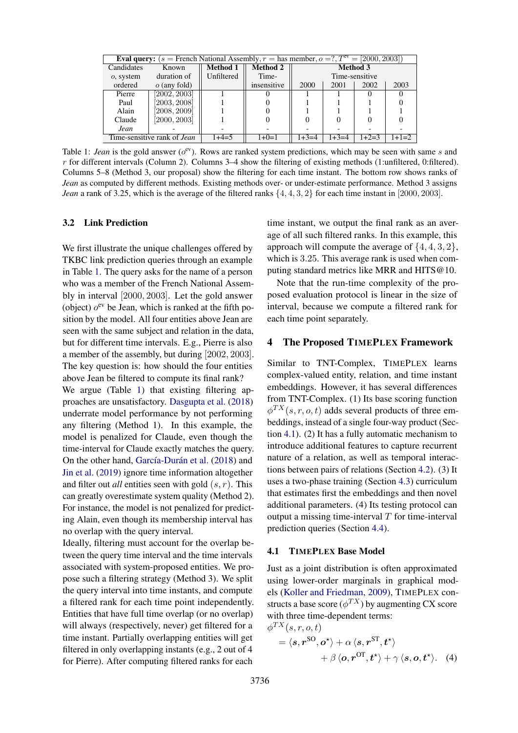| **Eval query:** ($s$ = French National Assembly, $r$ = has member, $o$ =?, $T^{\text{ev}}$ = [2000, 2003]) | | | | | | | |
|---|---|---|---|---|---|---|---|
| Candidates $o$, system ordered | Known duration of $o$ (any fold) | **Method 1** Unfiltered | **Method 2** Time-insensitive | **Method 3** Time-sensitive | | | |
| | | | | 2000 | 2001 | 2002 | 2003 |
| Pierre | [2002, 2003] | 1 | 0 | 1 | 1 | 0 | 0 |
| Paul | [2003, 2008] | 1 | 0 | 1 | 1 | 1 | 0 |
| Alain | [2008, 2009] | 1 | 0 | 1 | 1 | 1 | 1 |
| Claude | [2000, 2003] | 1 | 0 | 0 | 0 | 0 | 0 |
| *Jean* | - | - | - | - | - | - | - |
| Time-sensitive rank of *Jean* | | 1+4=5 | 1+0=1 | 1+3=4 | 1+3=4 | 1+2=3 | 1+1=2 |

Table 1: *Jean* is the gold answer ($o^{\text{ev}}$). Rows are ranked system predictions, which may be seen with same $s$ and $r$ for different intervals (Column 2). Columns 3–4 show the filtering of existing methods (1:unfiltered, 0:filtered). Columns 5–8 (Method 3, our proposal) show the filtering for each time instant. The bottom row shows ranks of *Jean* as computed by different methods. Existing methods over- or under-estimate performance. Method 3 assigns *Jean* a rank of 3.25, which is the average of the filtered ranks $\{4, 4, 3, 2\}$ for each time instant in $[2000, 2003]$.

### 3.2 Link Prediction

We first illustrate the unique challenges offered by TKBC link prediction queries through an example in Table 1. The query asks for the name of a person who was a member of the French National Assembly in interval $[2000, 2003]$. Let the gold answer (object) $o^{\text{ev}}$ be Jean, which is ranked at the fifth position by the model. All four entities above Jean are seen with the same subject and relation in the data, but for different time intervals. E.g., Pierre is also a member of the assembly, but during $[2002, 2003]$. The key question is: how should the four entities above Jean be filtered to compute its final rank?

We argue (Table 1) that existing filtering approaches are unsatisfactory. Dasgupta et al. (2018) underrate model performance by not performing any filtering (Method 1). In this example, the model is penalized for Claude, even though the time-interval for Claude exactly matches the query. On the other hand, García-Durán et al. (2018) and Jin et al. (2019) ignore time information altogether and filter out *all* entities seen with gold $(s, r)$. This can greatly overestimate system quality (Method 2). For instance, the model is not penalized for predicting Alain, even though its membership interval has no overlap with the query interval.

Ideally, filtering must account for the overlap between the query time interval and the time intervals associated with system-proposed entities. We propose such a filtering strategy (Method 3). We split the query interval into time instants, and compute a filtered rank for each time point independently. Entities that have full time overlap (or no overlap) will always (respectively, never) get filtered for a time instant. Partially overlapping entities will get filtered in only overlapping instants (e.g., 2 out of 4 for Pierre). After computing filtered ranks for each time instant, we output the final rank as an average of all such filtered ranks. In this example, this approach will compute the average of $\{4, 4, 3, 2\}$, which is $3.25$. This average rank is used when computing standard metrics like MRR and HITS@10.

Note that the run-time complexity of the proposed evaluation protocol is linear in the size of interval, because we compute a filtered rank for each time point separately.

## 4 The Proposed TimePlex Framework

Similar to TNT-Complex, TimePlex learns complex-valued entity, relation, and time instant embeddings. However, it has several differences from TNT-Complex. (1) Its base scoring function $\phi^{TX}(s, r, o, t)$ adds several products of three embeddings, instead of a single four-way product (Section 4.1). (2) It has a fully automatic mechanism to introduce additional features to capture recurrent nature of a relation, as well as temporal interactions between pairs of relations (Section 4.2). (3) It uses a two-phase training (Section 4.3) curriculum that estimates first the embeddings and then novel additional parameters. (4) Its testing protocol can output a missing time-interval $T$ for time-interval prediction queries (Section 4.4).

### 4.1 TimePlex Base Model

Just as a joint distribution is often approximated using lower-order marginals in graphical models (Koller and Friedman, 2009), TimePlex constructs a base score ($\phi^{TX}$) by augmenting CX score with three time-dependent terms:

$$\phi^{TX}(s, r, o, t) = \langle \boldsymbol{s}, \boldsymbol{r}^{\text{SO}}, \boldsymbol{o}^{\star} \rangle + \alpha \, \langle \boldsymbol{s}, \boldsymbol{r}^{\text{ST}}, \boldsymbol{t}^{\star} \rangle + \beta \, \langle \boldsymbol{o}, \boldsymbol{r}^{\text{OT}}, \boldsymbol{t}^{\star} \rangle + \gamma \, \langle \boldsymbol{s}, \boldsymbol{o}, \boldsymbol{t}^{\star} \rangle. \quad (4)$$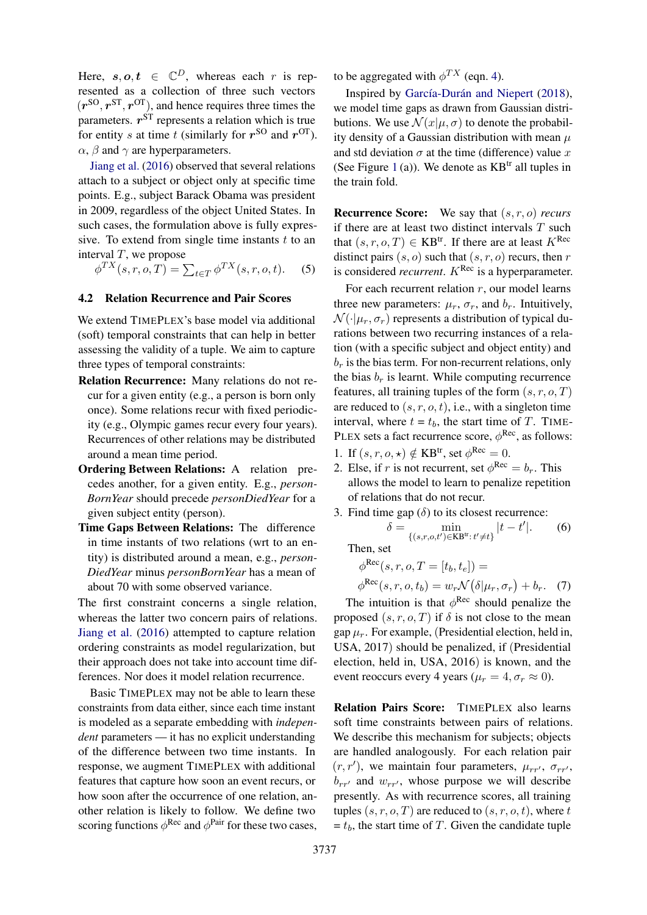Here, $\boldsymbol{s}, \boldsymbol{o}, \boldsymbol{t} \in \mathbb{C}^D$, whereas each $r$ is represented as a collection of three such vectors ($\boldsymbol{r}^{\text{SO}}, \boldsymbol{r}^{\text{ST}}, \boldsymbol{r}^{\text{OT}}$), and hence requires three times the parameters. $\boldsymbol{r}^{\text{ST}}$ represents a relation which is true for entity $s$ at time $t$ (similarly for $\boldsymbol{r}^{\text{SO}}$ and $\boldsymbol{r}^{\text{OT}}$). $\alpha$, $\beta$ and $\gamma$ are hyperparameters.

Jiang et al. (2016) observed that several relations attach to a subject or object only at specific time points. E.g., subject Barack Obama was president in 2009, regardless of the object United States. In such cases, the formulation above is fully expressive. To extend from single time instants $t$ to an interval $T$, we propose

$$\phi^{TX}(s, r, o, T) = \sum_{t \in T} \phi^{TX}(s, r, o, t). \quad (5)$$

### 4.2 Relation Recurrence and Pair Scores

We extend TIMEPLEX's base model via additional (soft) temporal constraints that can help in better assessing the validity of a tuple. We aim to capture three types of temporal constraints:

**Relation Recurrence:** Many relations do not recur for a given entity (e.g., a person is born only once). Some relations recur with fixed periodicity (e.g., Olympic games recur every four years). Recurrences of other relations may be distributed around a mean time period.

**Ordering Between Relations:** A relation precedes another, for a given entity. E.g., *personBornYear* should precede *personDiedYear* for a given subject entity (person).

**Time Gaps Between Relations:** The difference in time instants of two relations (wrt to an entity) is distributed around a mean, e.g., *personDiedYear* minus *personBornYear* has a mean of about 70 with some observed variance.

The first constraint concerns a single relation, whereas the latter two concern pairs of relations. Jiang et al. (2016) attempted to capture relation ordering constraints as model regularization, but their approach does not take into account time differences. Nor does it model relation recurrence.

Basic TIMEPLEX may not be able to learn these constraints from data either, since each time instant is modeled as a separate embedding with *independent* parameters — it has no explicit understanding of the difference between two time instants. In response, we augment TIMEPLEX with additional features that capture how soon an event recurs, or how soon after the occurrence of one relation, another relation is likely to follow. We define two scoring functions $\phi^{\text{Rec}}$ and $\phi^{\text{Pair}}$ for these two cases, to be aggregated with $\phi^{TX}$ (eqn. 4).

Inspired by García-Durán and Niepert (2018), we model time gaps as drawn from Gaussian distributions. We use $\mathcal{N}(x|\mu, \sigma)$ to denote the probability density of a Gaussian distribution with mean $\mu$ and std deviation $\sigma$ at the time (difference) value $x$ (See Figure 1 (a)). We denote as $\text{KB}^{\text{tr}}$ all tuples in the train fold.

**Recurrence Score:** We say that $(s, r, o)$ *recurs* if there are at least two distinct intervals $T$ such that $(s, r, o, T) \in \text{KB}^{\text{tr}}$. If there are at least $K^{\text{Rec}}$ distinct pairs $(s, o)$ such that $(s, r, o)$ recurs, then $r$ is considered *recurrent*. $K^{\text{Rec}}$ is a hyperparameter.

For each recurrent relation $r$, our model learns three new parameters: $\mu_r$, $\sigma_r$, and $b_r$. Intuitively, $\mathcal{N}(\cdot|\mu_r, \sigma_r)$ represents a distribution of typical durations between two recurring instances of a relation (with a specific subject and object entity) and $b_r$ is the bias term. For non-recurrent relations, only the bias $b_r$ is learnt. While computing recurrence features, all training tuples of the form $(s, r, o, T)$ are reduced to $(s, r, o, t)$, i.e., with a singleton time interval, where $t = t_b$, the start time of $T$. TIMEPLEX sets a fact recurrence score, $\phi^{\text{Rec}}$, as follows:

1. If $(s, r, o, \star) \notin \text{KB}^{\text{tr}}$, set $\phi^{\text{Rec}} = 0$.
2. Else, if $r$ is not recurrent, set $\phi^{\text{Rec}} = b_r$. This allows the model to learn to penalize repetition of relations that do not recur.
3. Find time gap ($\delta$) to its closest recurrence:

$$\delta = \min_{\{(s,r,o,t') \in \text{KB}^{\text{tr}}: \, t' \neq t\}} |t - t'|. \quad (6)$$

Then, set

$$\phi^{\text{Rec}}(s, r, o, T = [t_b, t_e]) =$$
$$\phi^{\text{Rec}}(s, r, o, t_b) = w_r \mathcal{N}(\delta|\mu_r, \sigma_r) + b_r. \quad (7)$$

The intuition is that $\phi^{\text{Rec}}$ should penalize the proposed $(s, r, o, T)$ if $\delta$ is not close to the mean gap $\mu_r$. For example, (Presidential election, held in, USA, 2017) should be penalized, if (Presidential election, held in, USA, 2016) is known, and the event reoccurs every 4 years ($\mu_r = 4, \sigma_r \approx 0$).

**Relation Pairs Score:** TIMEPLEX also learns soft time constraints between pairs of relations. We describe this mechanism for subjects; objects are handled analogously. For each relation pair $(r, r')$, we maintain four parameters, $\mu_{rr'}$, $\sigma_{rr'}$, $b_{rr'}$ and $w_{rr'}$, whose purpose we will describe presently. As with recurrence scores, all training tuples $(s, r, o, T)$ are reduced to $(s, r, o, t)$, where $t = t_b$, the start time of $T$. Given the candidate tuple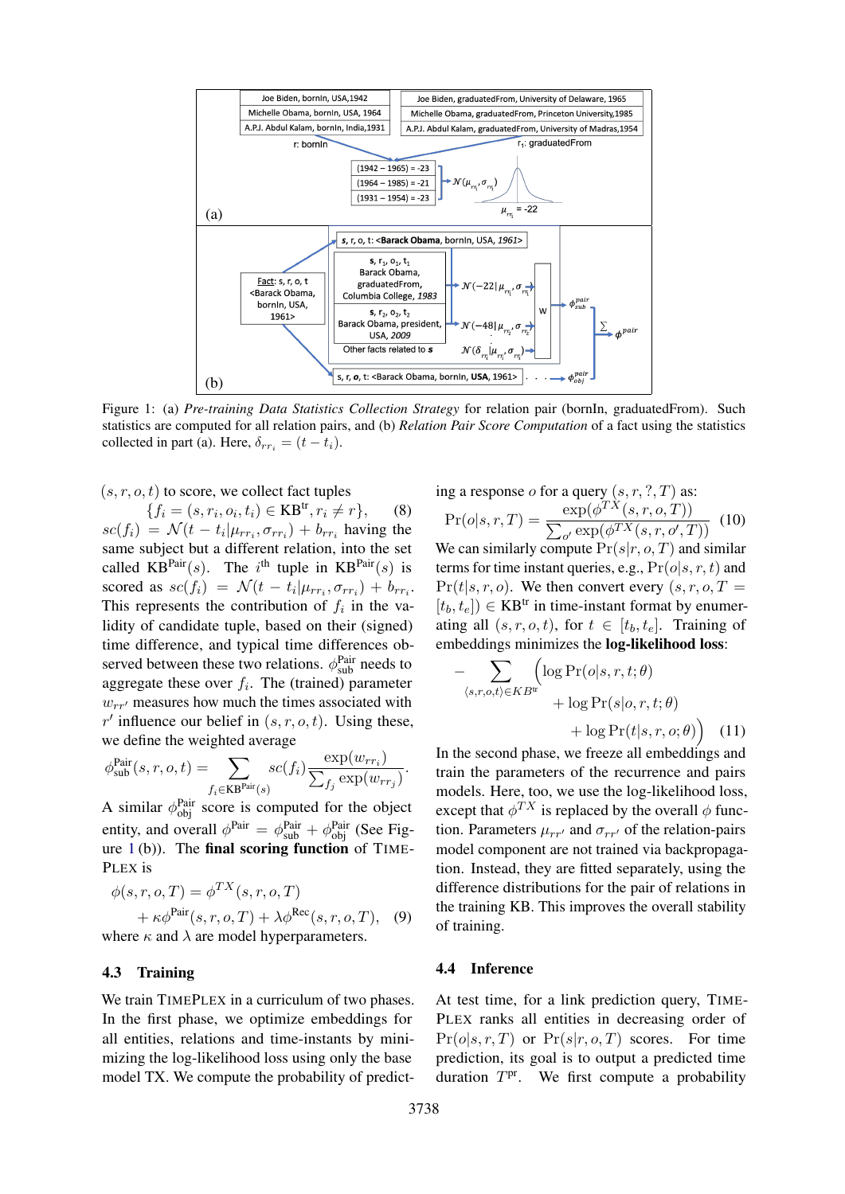Figure 1: (a) *Pre-training Data Statistics Collection Strategy* for relation pair (bornIn, graduatedFrom). Such statistics are computed for all relation pairs, and (b) *Relation Pair Score Computation* of a fact using the statistics collected in part (a). Here, $\delta_{rr_i} = (t - t_i)$.

$(s, r, o, t)$ to score, we collect fact tuples

$$\{f_i = (s, r_i, o_i, t_i) \in \text{KB}^{\text{tr}}, r_i \neq r\}, \quad (8)$$

$sc(f_i) = \mathcal{N}(t - t_i | \mu_{rr_i}, \sigma_{rr_i}) + b_{rr_i}$ having the same subject but a different relation, into the set called $\text{KB}^{\text{Pair}}(s)$. The $i^{\text{th}}$ tuple in $\text{KB}^{\text{Pair}}(s)$ is scored as $sc(f_i) = \mathcal{N}(t - t_i | \mu_{rr_i}, \sigma_{rr_i}) + b_{rr_i}$. This represents the contribution of $f_i$ in the validity of candidate tuple, based on their (signed) time difference, and typical time differences observed between these two relations. $\phi^{\text{Pair}}_{\text{sub}}$ needs to aggregate these over $f_i$. The (trained) parameter $w_{rr'}$ measures how much the times associated with $r'$ influence our belief in $(s, r, o, t)$. Using these, we define the weighted average

$$\phi^{\text{Pair}}_{\text{sub}}(s, r, o, t) = \sum_{f_i \in \text{KB}^{\text{Pair}}(s)} sc(f_i) \frac{\exp(w_{rr_i})}{\sum_{f_j} \exp(w_{rr_j})}.$$

A similar $\phi^{\text{Pair}}_{\text{obj}}$ score is computed for the object entity, and overall $\phi^{\text{Pair}} = \phi^{\text{Pair}}_{\text{sub}} + \phi^{\text{Pair}}_{\text{obj}}$ (See Figure 1 (b)). The **final scoring function** of TIMEPLEX is

$$\phi(s, r, o, T) = \phi^{TX}(s, r, o, T) + \kappa \phi^{\text{Pair}}(s, r, o, T) + \lambda \phi^{\text{Rec}}(s, r, o, T), \quad (9)$$

where $\kappa$ and $\lambda$ are model hyperparameters.

## 4.3 Training

We train TIMEPLEX in a curriculum of two phases. In the first phase, we optimize embeddings for all entities, relations and time-instants by minimizing the log-likelihood loss using only the base model TX. We compute the probability of predicting a response $o$ for a query $(s, r, ?, T)$ as:

$$\Pr(o|s, r, T) = \frac{\exp(\phi^{TX}(s, r, o, T))}{\sum_{o'} \exp(\phi^{TX}(s, r, o', T))} \quad (10)$$

We can similarly compute $\Pr(s|r, o, T)$ and similar terms for time instant queries, e.g., $\Pr(o|s, r, t)$ and $\Pr(t|s, r, o)$. We then convert every $(s, r, o, T = [t_b, t_e]) \in \text{KB}^{\text{tr}}$ in time-instant format by enumerating all $(s, r, o, t)$, for $t \in [t_b, t_e]$. Training of embeddings minimizes the **log-likelihood loss**:

$$-\sum_{\langle s,r,o,t \rangle \in KB^{\text{tr}}} \Big( \log \Pr(o|s, r, t; \theta) + \log \Pr(s|o, r, t; \theta) + \log \Pr(t|s, r, o; \theta) \Big) \quad (11)$$

In the second phase, we freeze all embeddings and train the parameters of the recurrence and pairs models. Here, too, we use the log-likelihood loss, except that $\phi^{TX}$ is replaced by the overall $\phi$ function. Parameters $\mu_{rr'}$ and $\sigma_{rr'}$ of the relation-pairs model component are not trained via backpropagation. Instead, they are fitted separately, using the difference distributions for the pair of relations in the training KB. This improves the overall stability of training.

## 4.4 Inference

At test time, for a link prediction query, TIMEPLEX ranks all entities in decreasing order of $\Pr(o|s, r, T)$ or $\Pr(s|r, o, T)$ scores. For time prediction, its goal is to output a predicted time duration $T^{\text{pr}}$. We first compute a probability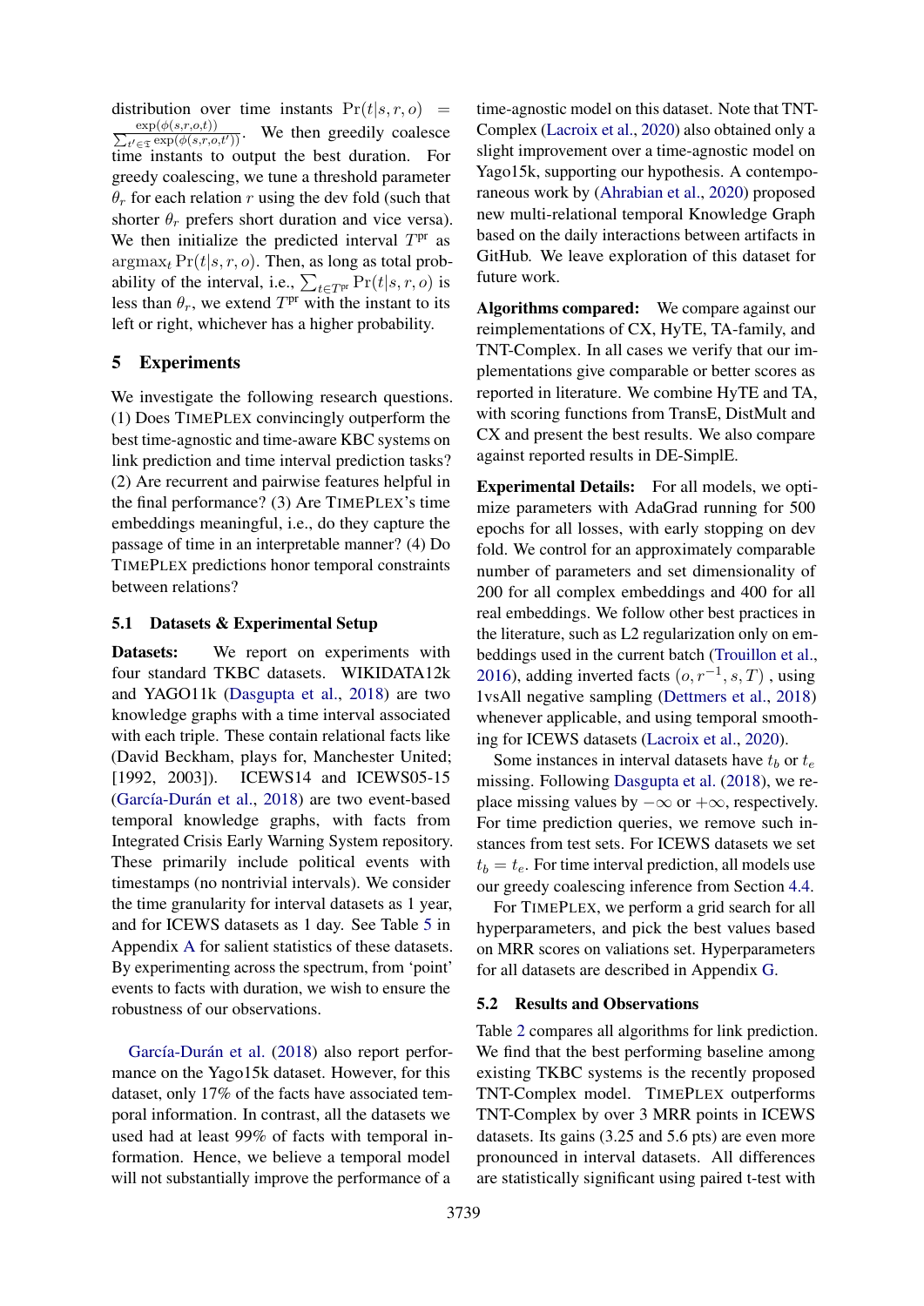distribution over time instants $\Pr(t|s,r,o) = \frac{\exp(\phi(s,r,o,t))}{\sum_{t' \in \mathbb{T}} \exp(\phi(s,r,o,t'))}$. We then greedily coalesce time instants to output the best duration. For greedy coalescing, we tune a threshold parameter $\theta_r$ for each relation $r$ using the dev fold (such that shorter $\theta_r$ prefers short duration and vice versa). We then initialize the predicted interval $T^{\text{pr}}$ as $\text{argmax}_t \Pr(t|s,r,o)$. Then, as long as total probability of the interval, i.e., $\sum_{t \in T^{\text{pr}}} \Pr(t|s,r,o)$ is less than $\theta_r$, we extend $T^{\text{pr}}$ with the instant to its left or right, whichever has a higher probability.

## 5 Experiments

We investigate the following research questions. (1) Does TIMEPLEX convincingly outperform the best time-agnostic and time-aware KBC systems on link prediction and time interval prediction tasks? (2) Are recurrent and pairwise features helpful in the final performance? (3) Are TIMEPLEX's time embeddings meaningful, i.e., do they capture the passage of time in an interpretable manner? (4) Do TIMEPLEX predictions honor temporal constraints between relations?

### 5.1 Datasets & Experimental Setup

**Datasets:** We report on experiments with four standard TKBC datasets. WIKIDATA12k and YAGO11k (Dasgupta et al., 2018) are two knowledge graphs with a time interval associated with each triple. These contain relational facts like (David Beckham, plays for, Manchester United; [1992, 2003]). ICEWS14 and ICEWS05-15 (García-Durán et al., 2018) are two event-based temporal knowledge graphs, with facts from Integrated Crisis Early Warning System repository. These primarily include political events with timestamps (no nontrivial intervals). We consider the time granularity for interval datasets as 1 year, and for ICEWS datasets as 1 day. See Table 5 in Appendix A for salient statistics of these datasets. By experimenting across the spectrum, from 'point' events to facts with duration, we wish to ensure the robustness of our observations.

García-Durán et al. (2018) also report performance on the Yago15k dataset. However, for this dataset, only 17% of the facts have associated temporal information. In contrast, all the datasets we used had at least 99% of facts with temporal information. Hence, we believe a temporal model will not substantially improve the performance of a time-agnostic model on this dataset. Note that TNT-Complex (Lacroix et al., 2020) also obtained only a slight improvement over a time-agnostic model on Yago15k, supporting our hypothesis. A contemporaneous work by (Ahrabian et al., 2020) proposed new multi-relational temporal Knowledge Graph based on the daily interactions between artifacts in GitHub. We leave exploration of this dataset for future work.

**Algorithms compared:** We compare against our reimplementations of CX, HyTE, TA-family, and TNT-Complex. In all cases we verify that our implementations give comparable or better scores as reported in literature. We combine HyTE and TA, with scoring functions from TransE, DistMult and CX and present the best results. We also compare against reported results in DE-SimplE.

**Experimental Details:** For all models, we optimize parameters with AdaGrad running for 500 epochs for all losses, with early stopping on dev fold. We control for an approximately comparable number of parameters and set dimensionality of 200 for all complex embeddings and 400 for all real embeddings. We follow other best practices in the literature, such as L2 regularization only on embeddings used in the current batch (Trouillon et al., 2016), adding inverted facts $(o, r^{-1}, s, T)$ , using 1vsAll negative sampling (Dettmers et al., 2018) whenever applicable, and using temporal smoothing for ICEWS datasets (Lacroix et al., 2020).

Some instances in interval datasets have $t_b$ or $t_e$ missing. Following Dasgupta et al. (2018), we replace missing values by $-\infty$ or $+\infty$, respectively. For time prediction queries, we remove such instances from test sets. For ICEWS datasets we set $t_b = t_e$. For time interval prediction, all models use our greedy coalescing inference from Section 4.4.

For TIMEPLEX, we perform a grid search for all hyperparameters, and pick the best values based on MRR scores on valiations set. Hyperparameters for all datasets are described in Appendix G.

### 5.2 Results and Observations

Table 2 compares all algorithms for link prediction. We find that the best performing baseline among existing TKBC systems is the recently proposed TNT-Complex model. TIMEPLEX outperforms TNT-Complex by over 3 MRR points in ICEWS datasets. Its gains (3.25 and 5.6 pts) are even more pronounced in interval datasets. All differences are statistically significant using paired t-test with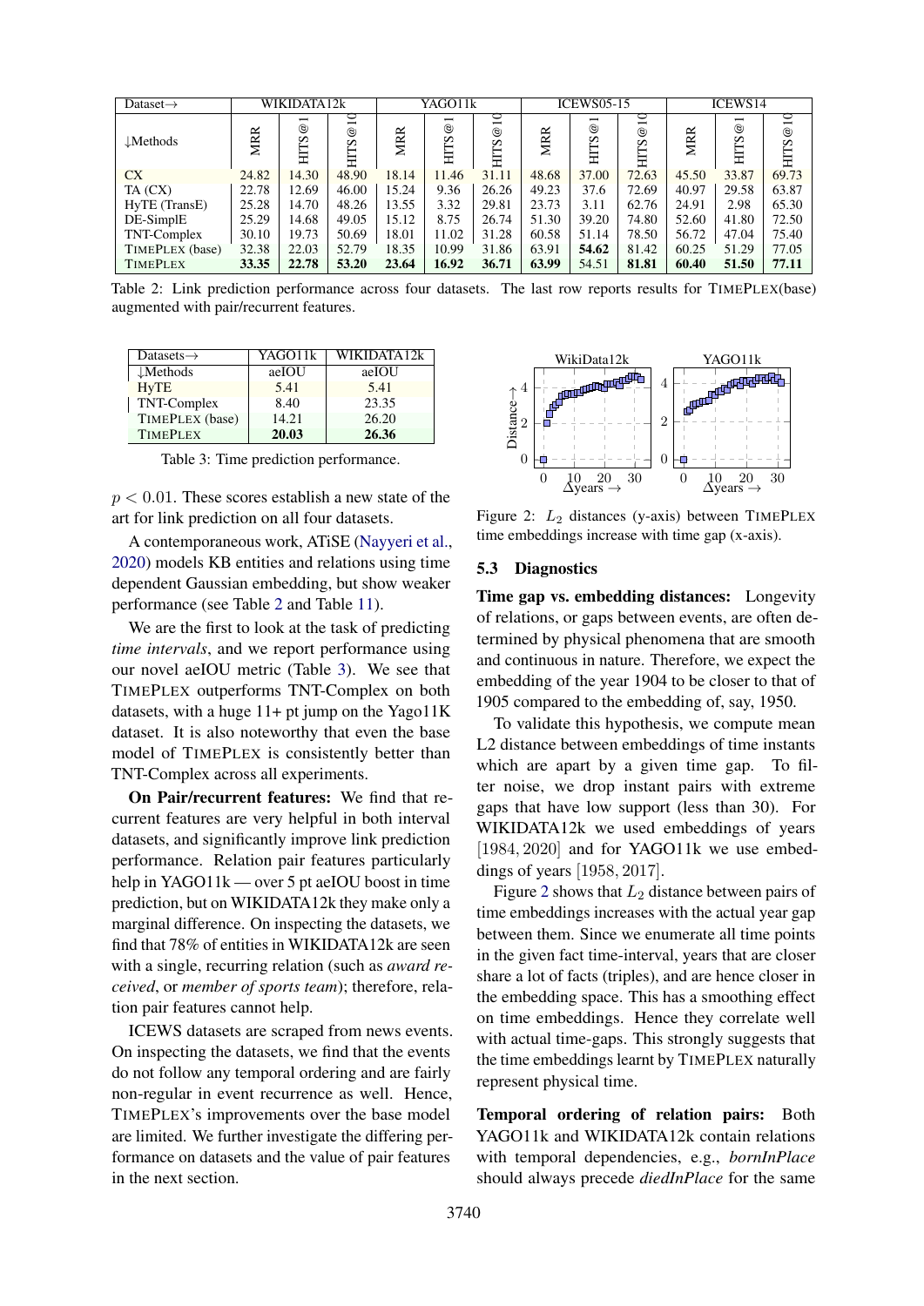| Dataset→ | WIKIDATA12k | | | YAGO11k | | | ICEWS05-15 | | | ICEWS14 | | |
|---|---|---|---|---|---|---|---|---|---|---|---|---|
| ↓Methods | MRR | HITS@1 | HITS@10 | MRR | HITS@1 | HITS@10 | MRR | HITS@1 | HITS@10 | MRR | HITS@1 | HITS@10 |
| CX | 24.82 | 14.30 | 48.90 | 18.14 | 11.46 | 31.11 | 48.68 | 37.00 | 72.63 | 45.50 | 33.87 | 69.73 |
| TA (CX) | 22.78 | 12.69 | 46.00 | 15.24 | 9.36 | 26.26 | 49.23 | 37.6 | 72.69 | 40.97 | 29.58 | 63.87 |
| HyTE (TransE) | 25.28 | 14.70 | 48.26 | 13.55 | 3.32 | 29.81 | 23.73 | 3.11 | 62.76 | 24.91 | 2.98 | 65.30 |
| DE-SimplE | 25.29 | 14.68 | 49.05 | 15.12 | 8.75 | 26.74 | 51.30 | 39.20 | 74.80 | 52.60 | 41.80 | 72.50 |
| TNT-Complex | 30.10 | 19.73 | 50.69 | 18.01 | 11.02 | 31.28 | 60.58 | 51.14 | 78.50 | 56.72 | 47.04 | 75.40 |
| TIMEPLEX (base) | 32.38 | 22.03 | 52.79 | 18.35 | 10.99 | 31.86 | 63.91 | **54.62** | 81.42 | 60.25 | 51.29 | 77.05 |
| TIMEPLEX | **33.35** | **22.78** | **53.20** | **23.64** | **16.92** | **36.71** | **63.99** | 54.51 | **81.81** | **60.40** | **51.50** | **77.11** |

Table 2: Link prediction performance across four datasets. The last row reports results for TIMEPLEX(base) augmented with pair/recurrent features.

| Datasets→ | YAGO11k | WIKIDATA12k |
|---|---|---|
| ↓Methods | aeIOU | aeIOU |
| HyTE | 5.41 | 5.41 |
| TNT-Complex | 8.40 | 23.35 |
| TIMEPLEX (base) | 14.21 | 26.20 |
| TIMEPLEX | **20.03** | **26.36** |

Table 3: Time prediction performance.

$p < 0.01$. These scores establish a new state of the art for link prediction on all four datasets.

A contemporaneous work, ATiSE (Nayyeri et al., 2020) models KB entities and relations using time dependent Gaussian embedding, but show weaker performance (see Table 2 and Table 11).

We are the first to look at the task of predicting *time intervals*, and we report performance using our novel aeIOU metric (Table 3). We see that TIMEPLEX outperforms TNT-Complex on both datasets, with a huge 11+ pt jump on the Yago11K dataset. It is also noteworthy that even the base model of TIMEPLEX is consistently better than TNT-Complex across all experiments.

**On Pair/recurrent features:** We find that recurrent features are very helpful in both interval datasets, and significantly improve link prediction performance. Relation pair features particularly help in YAGO11k — over 5 pt aeIOU boost in time prediction, but on WIKIDATA12k they make only a marginal difference. On inspecting the datasets, we find that 78% of entities in WIKIDATA12k are seen with a single, recurring relation (such as *award received*, or *member of sports team*); therefore, relation pair features cannot help.

ICEWS datasets are scraped from news events. On inspecting the datasets, we find that the events do not follow any temporal ordering and are fairly non-regular in event recurrence as well. Hence, TIMEPLEX's improvements over the base model are limited. We further investigate the differing performance on datasets and the value of pair features in the next section.

Figure 2: $L_2$ distances (y-axis) between TIMEPLEX time embeddings increase with time gap (x-axis).

### 5.3 Diagnostics

**Time gap vs. embedding distances:** Longevity of relations, or gaps between events, are often determined by physical phenomena that are smooth and continuous in nature. Therefore, we expect the embedding of the year 1904 to be closer to that of 1905 compared to the embedding of, say, 1950.

To validate this hypothesis, we compute mean L2 distance between embeddings of time instants which are apart by a given time gap. To filter noise, we drop instant pairs with extreme gaps that have low support (less than 30). For WIKIDATA12k we used embeddings of years $[1984, 2020]$ and for YAGO11k we use embeddings of years $[1958, 2017]$.

Figure 2 shows that $L_2$ distance between pairs of time embeddings increases with the actual year gap between them. Since we enumerate all time points in the given fact time-interval, years that are closer share a lot of facts (triples), and are hence closer in the embedding space. This has a smoothing effect on time embeddings. Hence they correlate well with actual time-gaps. This strongly suggests that the time embeddings learnt by TIMEPLEX naturally represent physical time.

**Temporal ordering of relation pairs:** Both YAGO11k and WIKIDATA12k contain relations with temporal dependencies, e.g., *bornInPlace* should always precede *diedInPlace* for the same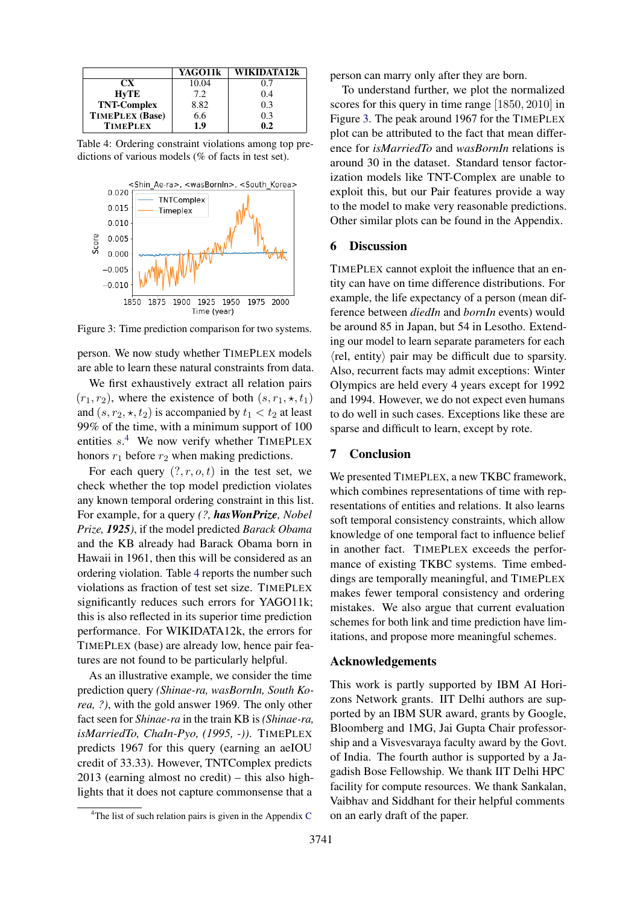|  | YAGO11k | WIKIDATA12k |
|---|---|---|
| **CX** | 10.04 | 0.7 |
| **HyTE** | 7.2 | 0.4 |
| **TNT-Complex** | 8.82 | 0.3 |
| **TIMEPLEX (Base)** | 6.6 | 0.3 |
| **TIMEPLEX** | **1.9** | **0.2** |

Table 4: Ordering constraint violations among top predictions of various models (% of facts in test set).

Figure 3: Time prediction comparison for two systems.

person. We now study whether TIMEPLEX models are able to learn these natural constraints from data.

We first exhaustively extract all relation pairs $(r_1, r_2)$, where the existence of both $(s, r_1, \star, t_1)$ and $(s, r_2, \star, t_2)$ is accompanied by $t_1 < t_2$ at least 99% of the time, with a minimum support of 100 entities $s$.[4] We now verify whether TIMEPLEX honors $r_1$ before $r_2$ when making predictions.

For each query $(?, r, o, t)$ in the test set, we check whether the top model prediction violates any known temporal ordering constraint in this list. For example, for a query *(?, **hasWonPrize**, Nobel Prize, **1925**)*, if the model predicted *Barack Obama* and the KB already had Barack Obama born in Hawaii in 1961, then this will be considered as an ordering violation. Table 4 reports the number such violations as fraction of test set size. TIMEPLEX significantly reduces such errors for YAGO11k; this is also reflected in its superior time prediction performance. For WIKIDATA12k, the errors for TIMEPLEX (base) are already low, hence pair features are not found to be particularly helpful.

As an illustrative example, we consider the time prediction query *(Shinae-ra, wasBornIn, South Korea, ?)*, with the gold answer 1969. The only other fact seen for *Shinae-ra* in the train KB is *(Shinae-ra, isMarriedTo, ChaIn-Pyo, (1995, -))*. TIMEPLEX predicts 1967 for this query (earning an aeIOU credit of 33.33). However, TNTComplex predicts 2013 (earning almost no credit) – this also highlights that it does not capture commonsense that a person can marry only after they are born.

To understand further, we plot the normalized scores for this query in time range [1850, 2010] in Figure 3. The peak around 1967 for the TIMEPLEX plot can be attributed to the fact that mean difference for *isMarriedTo* and *wasBornIn* relations is around 30 in the dataset. Standard tensor factorization models like TNT-Complex are unable to exploit this, but our Pair features provide a way to the model to make very reasonable predictions. Other similar plots can be found in the Appendix.

[4] The list of such relation pairs is given in the Appendix C

## 6 Discussion

TIMEPLEX cannot exploit the influence that an entity can have on time difference distributions. For example, the life expectancy of a person (mean difference between *diedIn* and *bornIn* events) would be around 85 in Japan, but 54 in Lesotho. Extending our model to learn separate parameters for each $\langle$rel, entity$\rangle$ pair may be difficult due to sparsity. Also, recurrent facts may admit exceptions: Winter Olympics are held every 4 years except for 1992 and 1994. However, we do not expect even humans to do well in such cases. Exceptions like these are sparse and difficult to learn, except by rote.

## 7 Conclusion

We presented TIMEPLEX, a new TKBC framework, which combines representations of time with representations of entities and relations. It also learns soft temporal consistency constraints, which allow knowledge of one temporal fact to influence belief in another fact. TIMEPLEX exceeds the performance of existing TKBC systems. Time embeddings are temporally meaningful, and TIMEPLEX makes fewer temporal consistency and ordering mistakes. We also argue that current evaluation schemes for both link and time prediction have limitations, and propose more meaningful schemes.

## Acknowledgements

This work is partly supported by IBM AI Horizons Network grants. IIT Delhi authors are supported by an IBM SUR award, grants by Google, Bloomberg and 1MG, Jai Gupta Chair professorship and a Visvesvaraya faculty award by the Govt. of India. The fourth author is supported by a Jagadish Bose Fellowship. We thank IIT Delhi HPC facility for compute resources. We thank Sankalan, Vaibhav and Siddhant for their helpful comments on an early draft of the paper.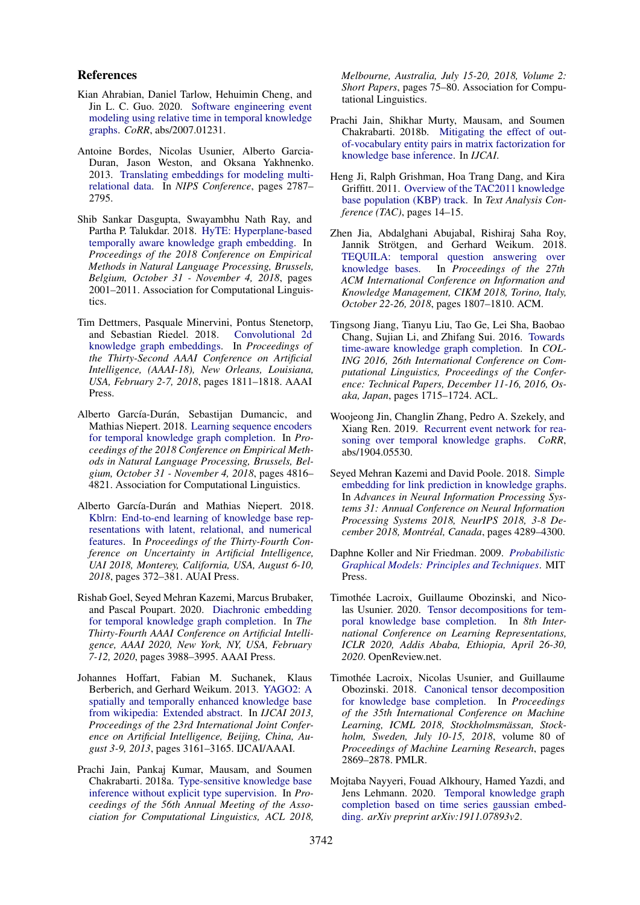## References

Kian Ahrabian, Daniel Tarlow, Hehuimin Cheng, and Jin L. C. Guo. 2020. Software engineering event modeling using relative time in temporal knowledge graphs. *CoRR*, abs/2007.01231.

Antoine Bordes, Nicolas Usunier, Alberto Garcia-Duran, Jason Weston, and Oksana Yakhnenko. 2013. Translating embeddings for modeling multi-relational data. In *NIPS Conference*, pages 2787–2795.

Shib Sankar Dasgupta, Swayambhu Nath Ray, and Partha P. Talukdar. 2018. HyTE: Hyperplane-based temporally aware knowledge graph embedding. In *Proceedings of the 2018 Conference on Empirical Methods in Natural Language Processing, Brussels, Belgium, October 31 - November 4, 2018*, pages 2001–2011. Association for Computational Linguistics.

Tim Dettmers, Pasquale Minervini, Pontus Stenetorp, and Sebastian Riedel. 2018. Convolutional 2d knowledge graph embeddings. In *Proceedings of the Thirty-Second AAAI Conference on Artificial Intelligence, (AAAI-18), New Orleans, Louisiana, USA, February 2-7, 2018*, pages 1811–1818. AAAI Press.

Alberto García-Durán, Sebastijan Dumancic, and Mathias Niepert. 2018. Learning sequence encoders for temporal knowledge graph completion. In *Proceedings of the 2018 Conference on Empirical Methods in Natural Language Processing, Brussels, Belgium, October 31 - November 4, 2018*, pages 4816–4821. Association for Computational Linguistics.

Alberto García-Durán and Mathias Niepert. 2018. Kblrn: End-to-end learning of knowledge base representations with latent, relational, and numerical features. In *Proceedings of the Thirty-Fourth Conference on Uncertainty in Artificial Intelligence, UAI 2018, Monterey, California, USA, August 6-10, 2018*, pages 372–381. AUAI Press.

Rishab Goel, Seyed Mehran Kazemi, Marcus Brubaker, and Pascal Poupart. 2020. Diachronic embedding for temporal knowledge graph completion. In *The Thirty-Fourth AAAI Conference on Artificial Intelligence, AAAI 2020, New York, NY, USA, February 7-12, 2020*, pages 3988–3995. AAAI Press.

Johannes Hoffart, Fabian M. Suchanek, Klaus Berberich, and Gerhard Weikum. 2013. YAGO2: A spatially and temporally enhanced knowledge base from wikipedia: Extended abstract. In *IJCAI 2013, Proceedings of the 23rd International Joint Conference on Artificial Intelligence, Beijing, China, August 3-9, 2013*, pages 3161–3165. IJCAI/AAAI.

Prachi Jain, Pankaj Kumar, Mausam, and Soumen Chakrabarti. 2018a. Type-sensitive knowledge base inference without explicit type supervision. In *Proceedings of the 56th Annual Meeting of the Association for Computational Linguistics, ACL 2018, Melbourne, Australia, July 15-20, 2018, Volume 2: Short Papers*, pages 75–80. Association for Computational Linguistics.

Prachi Jain, Shikhar Murty, Mausam, and Soumen Chakrabarti. 2018b. Mitigating the effect of out-of-vocabulary entity pairs in matrix factorization for knowledge base inference. In *IJCAI*.

Heng Ji, Ralph Grishman, Hoa Trang Dang, and Kira Griffitt. 2011. Overview of the TAC2011 knowledge base population (KBP) track. In *Text Analysis Conference (TAC)*, pages 14–15.

Zhen Jia, Abdalghani Abujabal, Rishiraj Saha Roy, Jannik Strötgen, and Gerhard Weikum. 2018. TEQUILA: temporal question answering over knowledge bases. In *Proceedings of the 27th ACM International Conference on Information and Knowledge Management, CIKM 2018, Torino, Italy, October 22-26, 2018*, pages 1807–1810. ACM.

Tingsong Jiang, Tianyu Liu, Tao Ge, Lei Sha, Baobao Chang, Sujian Li, and Zhifang Sui. 2016. Towards time-aware knowledge graph completion. In *COLING 2016, 26th International Conference on Computational Linguistics, Proceedings of the Conference: Technical Papers, December 11-16, 2016, Osaka, Japan*, pages 1715–1724. ACL.

Woojeong Jin, Changlin Zhang, Pedro A. Szekely, and Xiang Ren. 2019. Recurrent event network for reasoning over temporal knowledge graphs. *CoRR*, abs/1904.05530.

Seyed Mehran Kazemi and David Poole. 2018. Simple embedding for link prediction in knowledge graphs. In *Advances in Neural Information Processing Systems 31: Annual Conference on Neural Information Processing Systems 2018, NeurIPS 2018, 3-8 December 2018, Montréal, Canada*, pages 4289–4300.

Daphne Koller and Nir Friedman. 2009. *Probabilistic Graphical Models: Principles and Techniques*. MIT Press.

Timothée Lacroix, Guillaume Obozinski, and Nicolas Usunier. 2020. Tensor decompositions for temporal knowledge base completion. In *8th International Conference on Learning Representations, ICLR 2020, Addis Ababa, Ethiopia, April 26-30, 2020*. OpenReview.net.

Timothée Lacroix, Nicolas Usunier, and Guillaume Obozinski. 2018. Canonical tensor decomposition for knowledge base completion. In *Proceedings of the 35th International Conference on Machine Learning, ICML 2018, Stockholmsmässan, Stockholm, Sweden, July 10-15, 2018*, volume 80 of *Proceedings of Machine Learning Research*, pages 2869–2878. PMLR.

Mojtaba Nayyeri, Fouad Alkhoury, Hamed Yazdi, and Jens Lehmann. 2020. Temporal knowledge graph completion based on time series gaussian embedding. *arXiv preprint arXiv:1911.07893v2*.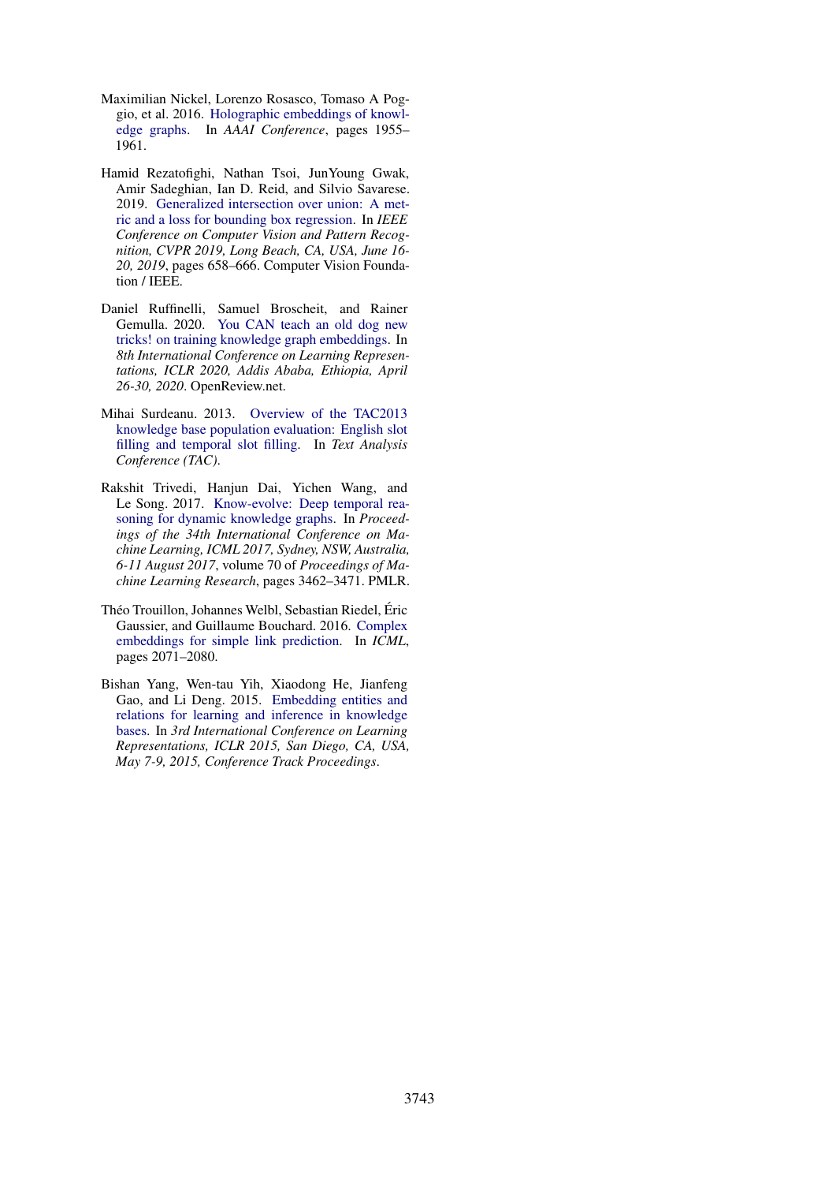Maximilian Nickel, Lorenzo Rosasco, Tomaso A Poggio, et al. 2016. Holographic embeddings of knowledge graphs. In *AAAI Conference*, pages 1955–1961.

Hamid Rezatofighi, Nathan Tsoi, JunYoung Gwak, Amir Sadeghian, Ian D. Reid, and Silvio Savarese. 2019. Generalized intersection over union: A metric and a loss for bounding box regression. In *IEEE Conference on Computer Vision and Pattern Recognition, CVPR 2019, Long Beach, CA, USA, June 16-20, 2019*, pages 658–666. Computer Vision Foundation / IEEE.

Daniel Ruffinelli, Samuel Broscheit, and Rainer Gemulla. 2020. You CAN teach an old dog new tricks! on training knowledge graph embeddings. In *8th International Conference on Learning Representations, ICLR 2020, Addis Ababa, Ethiopia, April 26-30, 2020*. OpenReview.net.

Mihai Surdeanu. 2013. Overview of the TAC2013 knowledge base population evaluation: English slot filling and temporal slot filling. In *Text Analysis Conference (TAC)*.

Rakshit Trivedi, Hanjun Dai, Yichen Wang, and Le Song. 2017. Know-evolve: Deep temporal reasoning for dynamic knowledge graphs. In *Proceedings of the 34th International Conference on Machine Learning, ICML 2017, Sydney, NSW, Australia, 6-11 August 2017*, volume 70 of *Proceedings of Machine Learning Research*, pages 3462–3471. PMLR.

Théo Trouillon, Johannes Welbl, Sebastian Riedel, Éric Gaussier, and Guillaume Bouchard. 2016. Complex embeddings for simple link prediction. In *ICML*, pages 2071–2080.

Bishan Yang, Wen-tau Yih, Xiaodong He, Jianfeng Gao, and Li Deng. 2015. Embedding entities and relations for learning and inference in knowledge bases. In *3rd International Conference on Learning Representations, ICLR 2015, San Diego, CA, USA, May 7-9, 2015, Conference Track Proceedings*.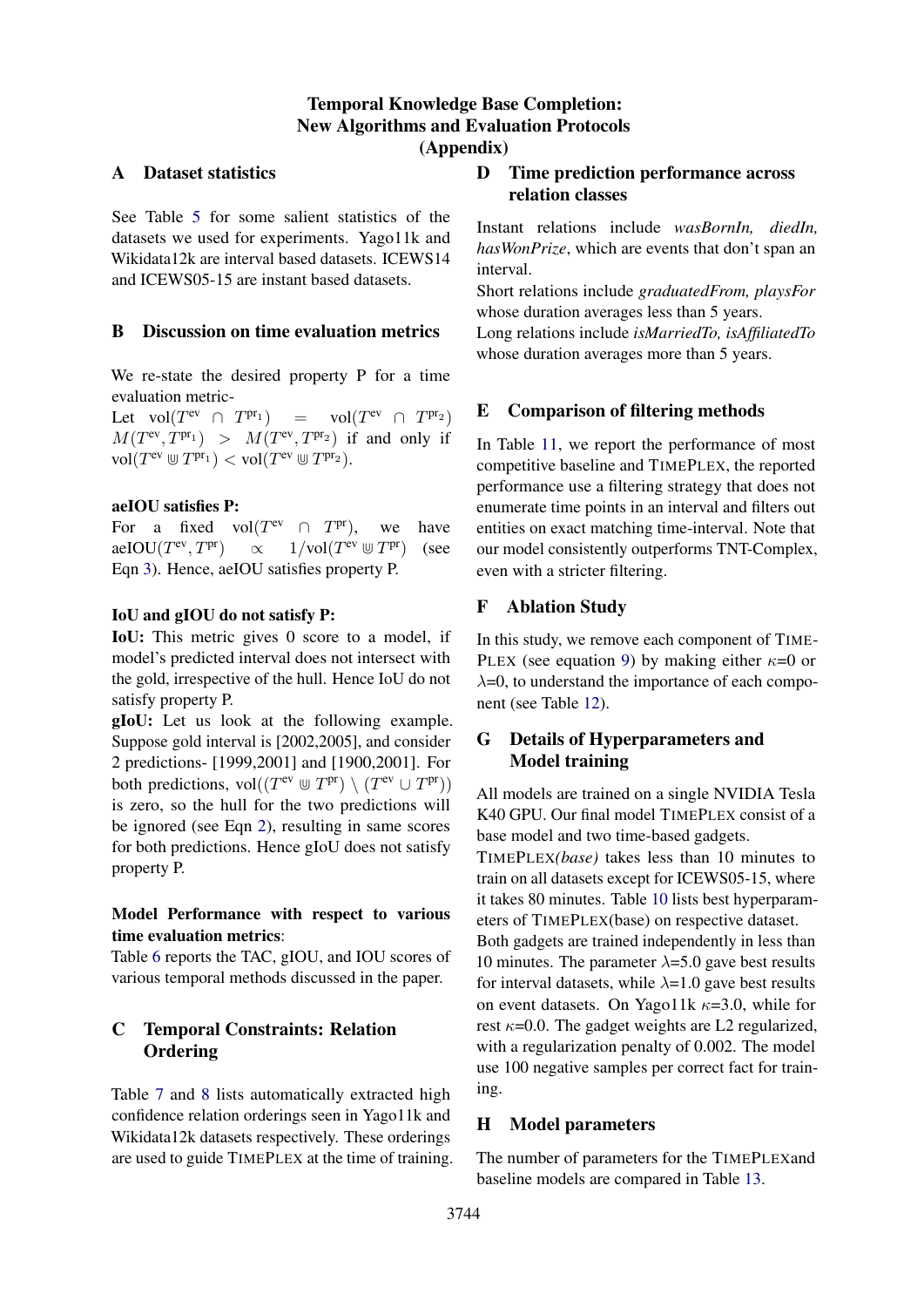# Temporal Knowledge Base Completion: New Algorithms and Evaluation Protocols (Appendix)

## A Dataset statistics

See Table 5 for some salient statistics of the datasets we used for experiments. Yago11k and Wikidata12k are interval based datasets. ICEWS14 and ICEWS05-15 are instant based datasets.

## B Discussion on time evaluation metrics

We re-state the desired property P for a time evaluation metric-

Let $\text{vol}(T^{\text{ev}} \cap T^{\text{pr}_1}) = \text{vol}(T^{\text{ev}} \cap T^{\text{pr}_2})$ $M(T^{\text{ev}}, T^{\text{pr}_1}) > M(T^{\text{ev}}, T^{\text{pr}_2})$ if and only if $\text{vol}(T^{\text{ev}} \Cup T^{\text{pr}_1}) < \text{vol}(T^{\text{ev}} \Cup T^{\text{pr}_2})$.

**aeIOU satisfies P:**

For a fixed $\text{vol}(T^{\text{ev}} \cap T^{\text{pr}})$, we have $\text{aeIOU}(T^{\text{ev}}, T^{\text{pr}}) \propto 1/\text{vol}(T^{\text{ev}} \Cup T^{\text{pr}})$ (see Eqn 3). Hence, aeIOU satisfies property P.

**IoU and gIOU do not satisfy P:**

**IoU:** This metric gives 0 score to a model, if model's predicted interval does not intersect with the gold, irrespective of the hull. Hence IoU do not satisfy property P.

**gIoU:** Let us look at the following example. Suppose gold interval is [2002,2005], and consider 2 predictions- [1999,2001] and [1900,2001]. For both predictions, $\text{vol}((T^{\text{ev}} \Cup T^{\text{pr}}) \setminus (T^{\text{ev}} \cup T^{\text{pr}}))$ is zero, so the hull for the two predictions will be ignored (see Eqn 2), resulting in same scores for both predictions. Hence gIoU does not satisfy property P.

**Model Performance with respect to various time evaluation metrics**:

Table 6 reports the TAC, gIOU, and IOU scores of various temporal methods discussed in the paper.

## C Temporal Constraints: Relation Ordering

Table 7 and 8 lists automatically extracted high confidence relation orderings seen in Yago11k and Wikidata12k datasets respectively. These orderings are used to guide TIMEPLEX at the time of training.

## D Time prediction performance across relation classes

Instant relations include *wasBornIn, diedIn, hasWonPrize*, which are events that don't span an interval.

Short relations include *graduatedFrom, playsFor* whose duration averages less than 5 years.

Long relations include *isMarriedTo, isAffiliatedTo* whose duration averages more than 5 years.

## E Comparison of filtering methods

In Table 11, we report the performance of most competitive baseline and TIMEPLEX, the reported performance use a filtering strategy that does not enumerate time points in an interval and filters out entities on exact matching time-interval. Note that our model consistently outperforms TNT-Complex, even with a stricter filtering.

## F Ablation Study

In this study, we remove each component of TIMEPLEX (see equation 9) by making either $\kappa$=0 or $\lambda$=0, to understand the importance of each component (see Table 12).

## G Details of Hyperparameters and Model training

All models are trained on a single NVIDIA Tesla K40 GPU. Our final model TIMEPLEX consist of a base model and two time-based gadgets.

TIMEPLEX*(base)* takes less than 10 minutes to train on all datasets except for ICEWS05-15, where it takes 80 minutes. Table 10 lists best hyperparameters of TIMEPLEX(base) on respective dataset.

Both gadgets are trained independently in less than 10 minutes. The parameter $\lambda$=5.0 gave best results for interval datasets, while $\lambda$=1.0 gave best results on event datasets. On Yago11k $\kappa$=3.0, while for rest $\kappa$=0.0. The gadget weights are L2 regularized, with a regularization penalty of 0.002. The model use 100 negative samples per correct fact for training.

## H Model parameters

The number of parameters for the TIMEPLEXand baseline models are compared in Table 13.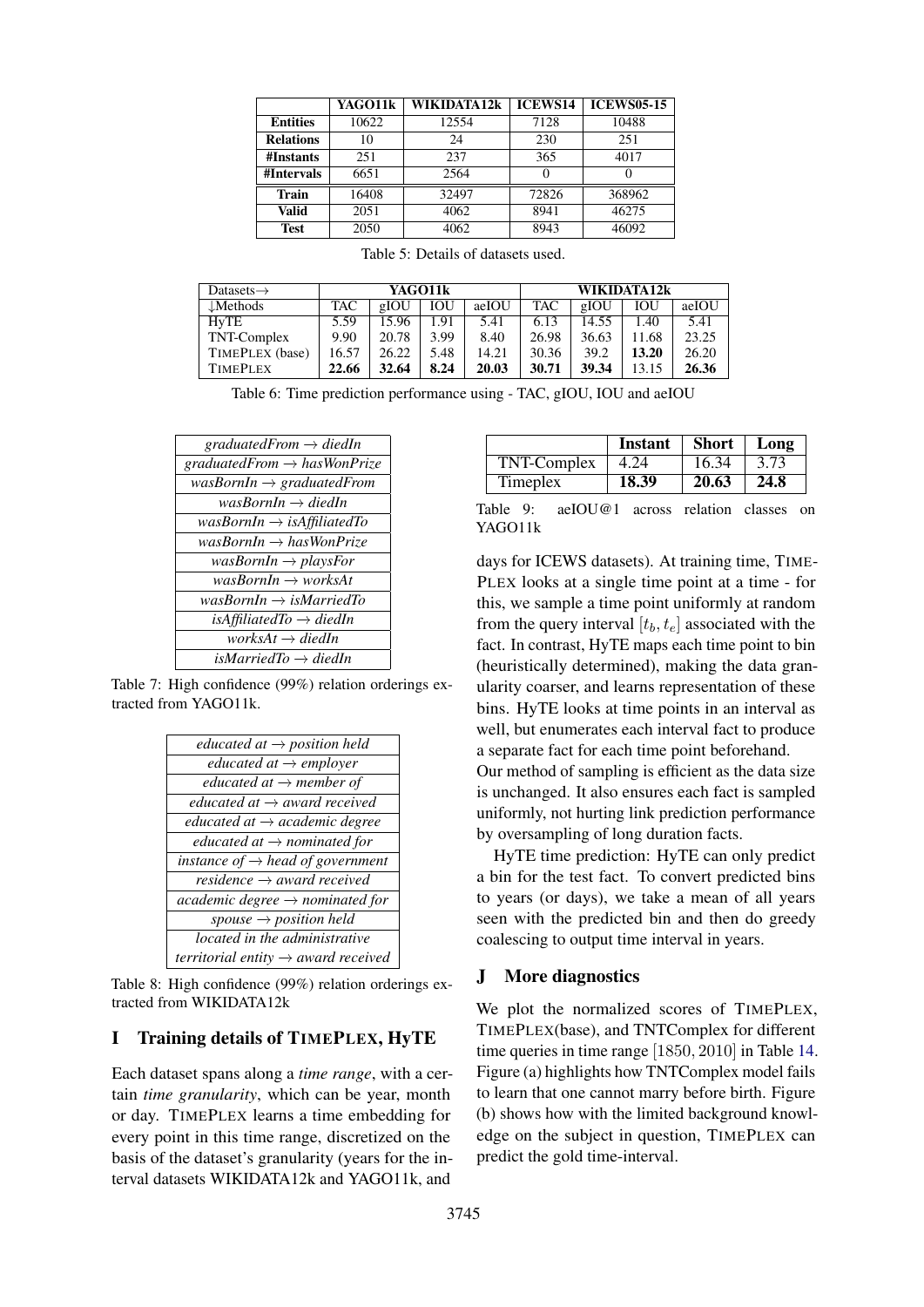|  | YAGO11k | WIKIDATA12k | ICEWS14 | ICEWS05-15 |
|---|---|---|---|---|
| **Entities** | 10622 | 12554 | 7128 | 10488 |
| **Relations** | 10 | 24 | 230 | 251 |
| **#Instants** | 251 | 237 | 365 | 4017 |
| **#Intervals** | 6651 | 2564 | 0 | 0 |
| **Train** | 16408 | 32497 | 72826 | 368962 |
| **Valid** | 2051 | 4062 | 8941 | 46275 |
| **Test** | 2050 | 4062 | 8943 | 46092 |

Table 5: Details of datasets used.

| Datasets→ | YAGO11k | | | | WIKIDATA12k | | | |
|---|---|---|---|---|---|---|---|---|
| ↓Methods | TAC | gIOU | IOU | aeIOU | TAC | gIOU | IOU | aeIOU |
| HyTE | 5.59 | 15.96 | 1.91 | 5.41 | 6.13 | 14.55 | 1.40 | 5.41 |
| TNT-Complex | 9.90 | 20.78 | 3.99 | 8.40 | 26.98 | 36.63 | 11.68 | 23.25 |
| TIMEPLEX (base) | 16.57 | 26.22 | 5.48 | 14.21 | 30.36 | 39.2 | **13.20** | 26.20 |
| TIMEPLEX | **22.66** | **32.64** | **8.24** | **20.03** | **30.71** | **39.34** | 13.15 | **26.36** |

Table 6: Time prediction performance using - TAC, gIOU, IOU and aeIOU

| |
|---|
| *graduatedFrom → diedIn* |
| *graduatedFrom → hasWonPrize* |
| *wasBornIn → graduatedFrom* |
| *wasBornIn → diedIn* |
| *wasBornIn → isAffiliatedTo* |
| *wasBornIn → hasWonPrize* |
| *wasBornIn → playsFor* |
| *wasBornIn → worksAt* |
| *wasBornIn → isMarriedTo* |
| *isAffiliatedTo → diedIn* |
| *worksAt → diedIn* |
| *isMarriedTo → diedIn* |

Table 7: High confidence (99%) relation orderings extracted from YAGO11k.

| |
|---|
| *educated at → position held* |
| *educated at → employer* |
| *educated at → member of* |
| *educated at → award received* |
| *educated at → academic degree* |
| *educated at → nominated for* |
| *instance of → head of government* |
| *residence → award received* |
| *academic degree → nominated for* |
| *spouse → position held* |
| *located in the administrative territorial entity → award received* |

Table 8: High confidence (99%) relation orderings extracted from WIKIDATA12k

## I Training details of TIMEPLEX, HyTE

Each dataset spans along a *time range*, with a certain *time granularity*, which can be year, month or day. TIMEPLEX learns a time embedding for every point in this time range, discretized on the basis of the dataset's granularity (years for the interval datasets WIKIDATA12k and YAGO11k, and days for ICEWS datasets). At training time, TIMEPLEX looks at a single time point at a time - for this, we sample a time point uniformly at random from the query interval $[t_b, t_e]$ associated with the fact. In contrast, HyTE maps each time point to bin (heuristically determined), making the data granularity coarser, and learns representation of these bins. HyTE looks at time points in an interval as well, but enumerates each interval fact to produce a separate fact for each time point beforehand.

Our method of sampling is efficient as the data size is unchanged. It also ensures each fact is sampled uniformly, not hurting link prediction performance by oversampling of long duration facts.

HyTE time prediction: HyTE can only predict a bin for the test fact. To convert predicted bins to years (or days), we take a mean of all years seen with the predicted bin and then do greedy coalescing to output time interval in years.

|  | Instant | Short | Long |
|---|---|---|---|
| TNT-Complex | 4.24 | 16.34 | 3.73 |
| Timeplex | **18.39** | **20.63** | **24.8** |

Table 9: aeIOU@1 across relation classes on YAGO11k

## J More diagnostics

We plot the normalized scores of TIMEPLEX, TIMEPLEX(base), and TNTComplex for different time queries in time range $[1850, 2010]$ in Table 14. Figure (a) highlights how TNTComplex model fails to learn that one cannot marry before birth. Figure (b) shows how with the limited background knowledge on the subject in question, TIMEPLEX can predict the gold time-interval.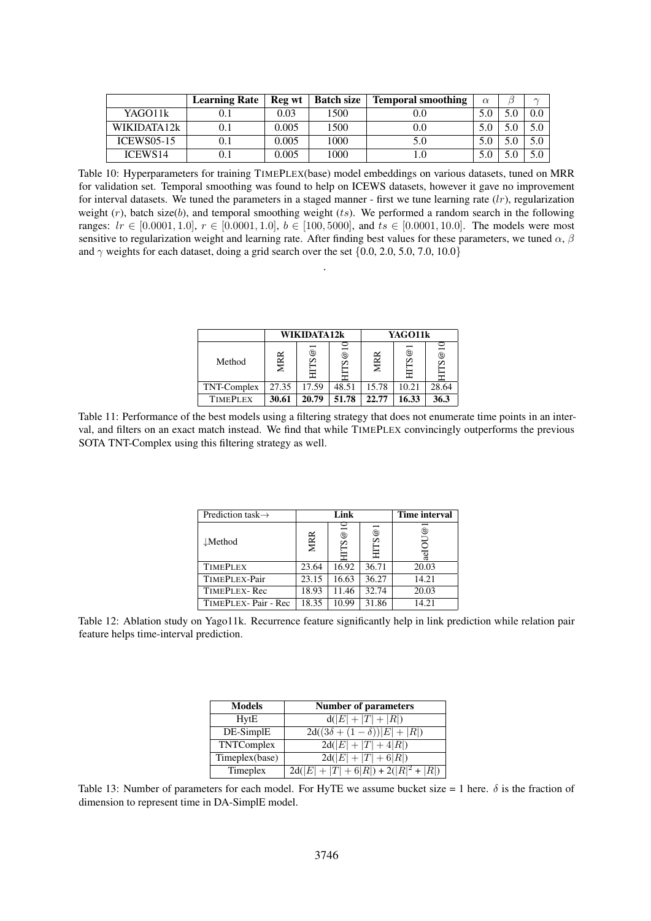|  | Learning Rate | Reg wt | Batch size | Temporal smoothing | $\alpha$ | $\beta$ | $\gamma$ |
|---|---|---|---|---|---|---|---|
| YAGO11k | 0.1 | 0.03 | 1500 | 0.0 | 5.0 | 5.0 | 0.0 |
| WIKIDATA12k | 0.1 | 0.005 | 1500 | 0.0 | 5.0 | 5.0 | 5.0 |
| ICEWS05-15 | 0.1 | 0.005 | 1000 | 5.0 | 5.0 | 5.0 | 5.0 |
| ICEWS14 | 0.1 | 0.005 | 1000 | 1.0 | 5.0 | 5.0 | 5.0 |

Table 10: Hyperparameters for training TIMEPLEX(base) model embeddings on various datasets, tuned on MRR for validation set. Temporal smoothing was found to help on ICEWS datasets, however it gave no improvement for interval datasets. We tuned the parameters in a staged manner - first we tune learning rate ($lr$), regularization weight ($r$), batch size($b$), and temporal smoothing weight ($ts$). We performed a random search in the following ranges: $lr \in [0.0001, 1.0]$, $r \in [0.0001, 1.0]$, $b \in [100, 5000]$, and $ts \in [0.0001, 10.0]$. The models were most sensitive to regularization weight and learning rate. After finding best values for these parameters, we tuned $\alpha$, $\beta$ and $\gamma$ weights for each dataset, doing a grid search over the set {0.0, 2.0, 5.0, 7.0, 10.0}

.

| Method | WIKIDATA12k | | | YAGO11k | | |
|---|---|---|---|---|---|---|
| | MRR | HITS@1 | HITS@10 | MRR | HITS@1 | HITS@10 |
| TNT-Complex | 27.35 | 17.59 | 48.51 | 15.78 | 10.21 | 28.64 |
| TIMEPLEX | **30.61** | **20.79** | **51.78** | **22.77** | **16.33** | **36.3** |

Table 11: Performance of the best models using a filtering strategy that does not enumerate time points in an interval, and filters on an exact match instead. We find that while TIMEPLEX convincingly outperforms the previous SOTA TNT-Complex using this filtering strategy as well.

| Prediction task→ | Link | | | Time interval |
|---|---|---|---|---|
| ↓Method | MRR | HITS@10 | HITS@1 | aeIOU@1 |
| TIMEPLEX | 23.64 | 16.92 | 36.71 | 20.03 |
| TIMEPLEX-Pair | 23.15 | 16.63 | 36.27 | 14.21 |
| TIMEPLEX- Rec | 18.93 | 11.46 | 32.74 | 20.03 |
| TIMEPLEX- Pair - Rec | 18.35 | 10.99 | 31.86 | 14.21 |

Table 12: Ablation study on Yago11k. Recurrence feature significantly help in link prediction while relation pair feature helps time-interval prediction.

| Models | Number of parameters |
|---|---|
| HytE | $d(\|E\| + \|T\| + \|R\|)$ |
| DE-SimplE | $2d((3\delta + (1-\delta))\|E\| + \|R\|)$ |
| TNTComplex | $2d(\|E\| + \|T\| + 4\|R\|)$ |
| Timeplex(base) | $2d(\|E\| + \|T\| + 6\|R\|)$ |
| Timeplex | $2d(\|E\| + \|T\| + 6\|R\|) + 2(\|R\|^2 + \|R\|)$ |

Table 13: Number of parameters for each model. For HyTE we assume bucket size = 1 here. $\delta$ is the fraction of dimension to represent time in DA-SimplE model.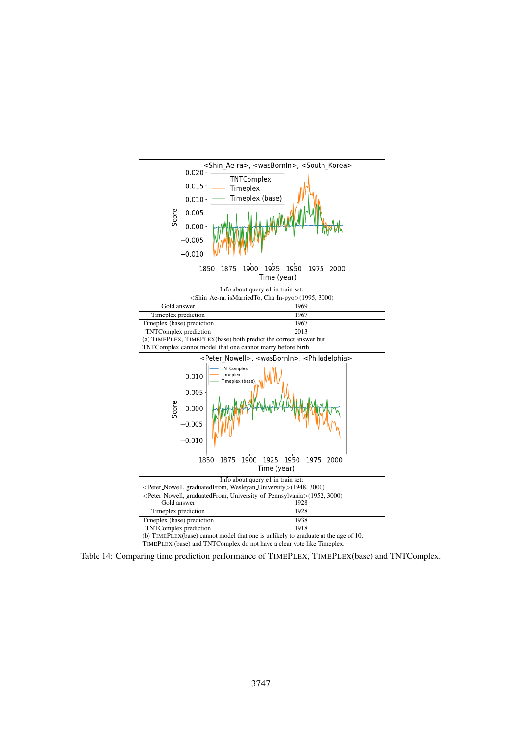<Shin_Ae-ra>, <wasBornIn>, <South_Korea>

0.020
0.015
0.010
0.005
0.000
−0.005
−0.010

Score

TNTComplex
Timeplex
Timeplex (base)

1850 1875 1900 1925 1950 1975 2000

Time (year)

| | |
|---|---|
| Info about query e1 in train set: | |
| <Shin_Ae-ra, isMarriedTo, Cha_In-pyo>(1995, 3000) | |
| Gold answer | 1969 |
| Timeplex prediction | 1967 |
| Timeplex (base) prediction | 1967 |
| TNTComplex prediction | 2013 |
| (a) TIMEPLEX, TIMEPLEX(base) both predict the correct answer but TNTComplex cannot model that one cannot marry before birth. | |

<Peter_Nowell>, <wasBornIn>, <Philadelphia>

0.010
0.005
0.000
−0.005
−0.010

Score

TNTComplex
Timeplex
Timeplex (base)

1850 1875 1900 1925 1950 1975 2000

Time (year)

| | |
|---|---|
| Info about query e1 in train set: | |
| <Peter_Nowell, graduatedFrom, Wesleyan_University>(1948, 3000) <Peter_Nowell, graduatedFrom, University_of_Pennsylvania>(1952, 3000) | |
| Gold answer | 1928 |
| Timeplex prediction | 1928 |
| Timeplex (base) prediction | 1938 |
| TNTComplex prediction | 1918 |
| (b) TIMEPLEX(base) cannot model that one is unlikely to graduate at the age of 10. TIMEPLEX (base) and TNTComplex do not have a clear vote like Timeplex. | |

Table 14: Comparing time prediction performance of TIMEPLEX, TIMEPLEX(base) and TNTComplex.